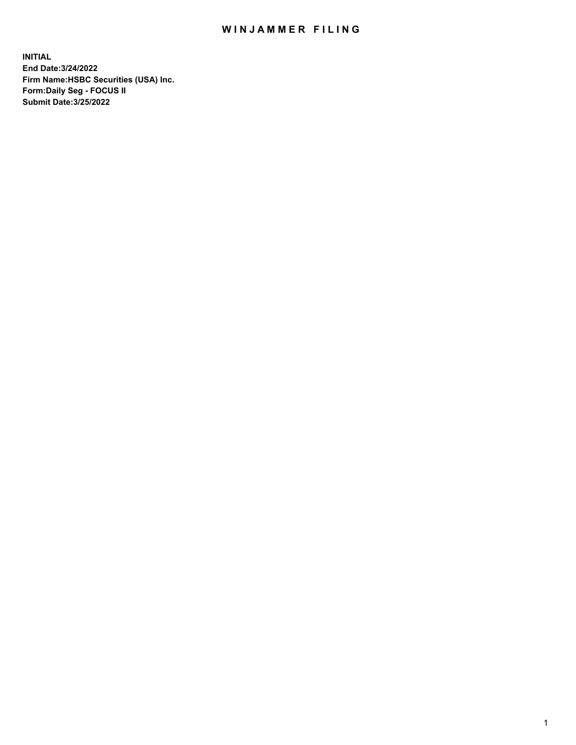# WINJAMMER FILING

**INITIAL**
**End Date:3/24/2022**
**Firm Name:HSBC Securities (USA) Inc.**
**Form:Daily Seg - FOCUS II**
**Submit Date:3/25/2022**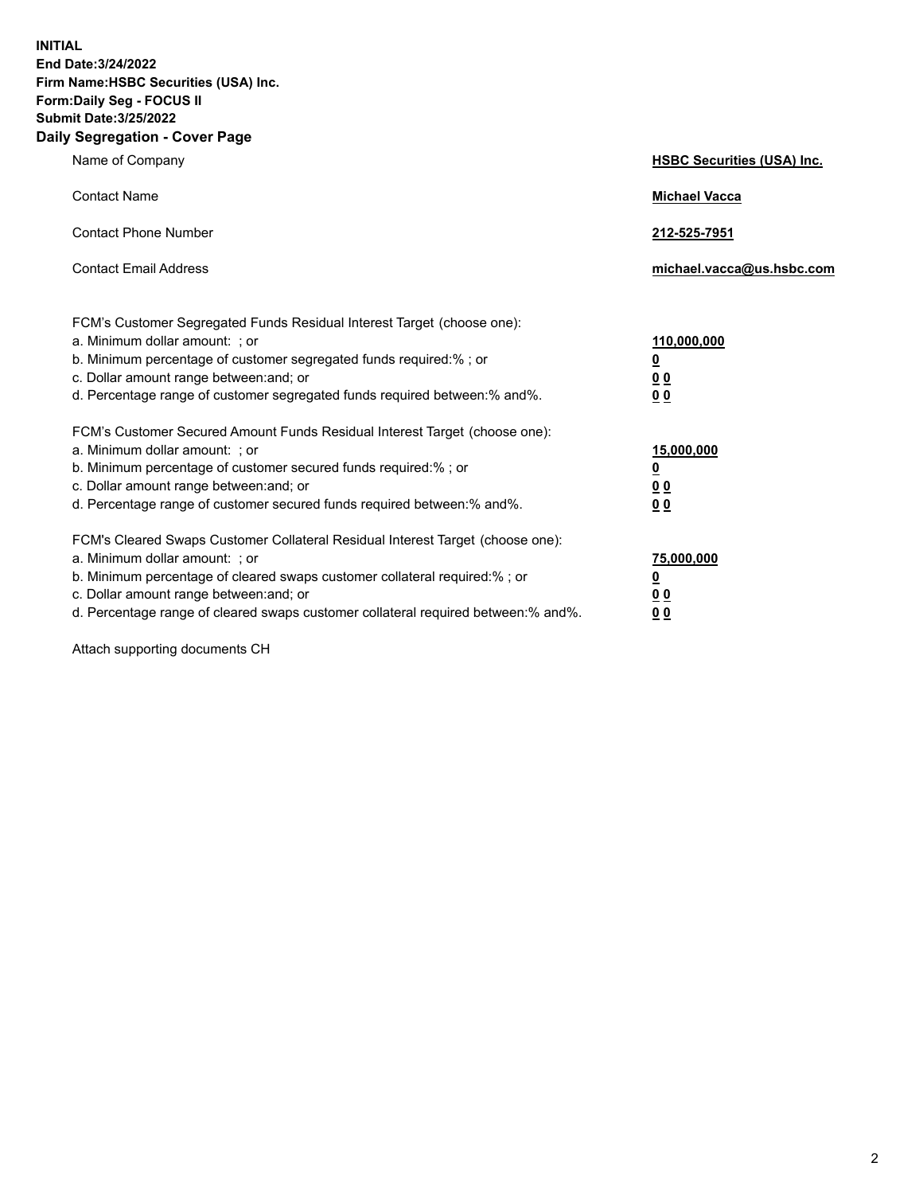**INITIAL**
**End Date:3/24/2022**
**Firm Name:HSBC Securities (USA) Inc.**
**Form:Daily Seg - FOCUS II**
**Submit Date:3/25/2022**

## Daily Segregation - Cover Page

| | |
|---|---|
| Name of Company | **HSBC Securities (USA) Inc.** |
| Contact Name | **Michael Vacca** |
| Contact Phone Number | **212-525-7951** |
| Contact Email Address | **michael.vacca@us.hsbc.com** |

| | |
|---|---|
| FCM's Customer Segregated Funds Residual Interest Target (choose one): | |
| a. Minimum dollar amount: ; or | **110,000,000** |
| b. Minimum percentage of customer segregated funds required:% ; or | **0** |
| c. Dollar amount range between:and; or | **0 0** |
| d. Percentage range of customer segregated funds required between:% and%. | **0 0** |
| FCM's Customer Secured Amount Funds Residual Interest Target (choose one): | |
| a. Minimum dollar amount: ; or | **15,000,000** |
| b. Minimum percentage of customer secured funds required:% ; or | **0** |
| c. Dollar amount range between:and; or | **0 0** |
| d. Percentage range of customer secured funds required between:% and%. | **0 0** |
| FCM's Cleared Swaps Customer Collateral Residual Interest Target (choose one): | |
| a. Minimum dollar amount: ; or | **75,000,000** |
| b. Minimum percentage of cleared swaps customer collateral required:% ; or | **0** |
| c. Dollar amount range between:and; or | **0 0** |
| d. Percentage range of cleared swaps customer collateral required between:% and%. | **0 0** |

Attach supporting documents CH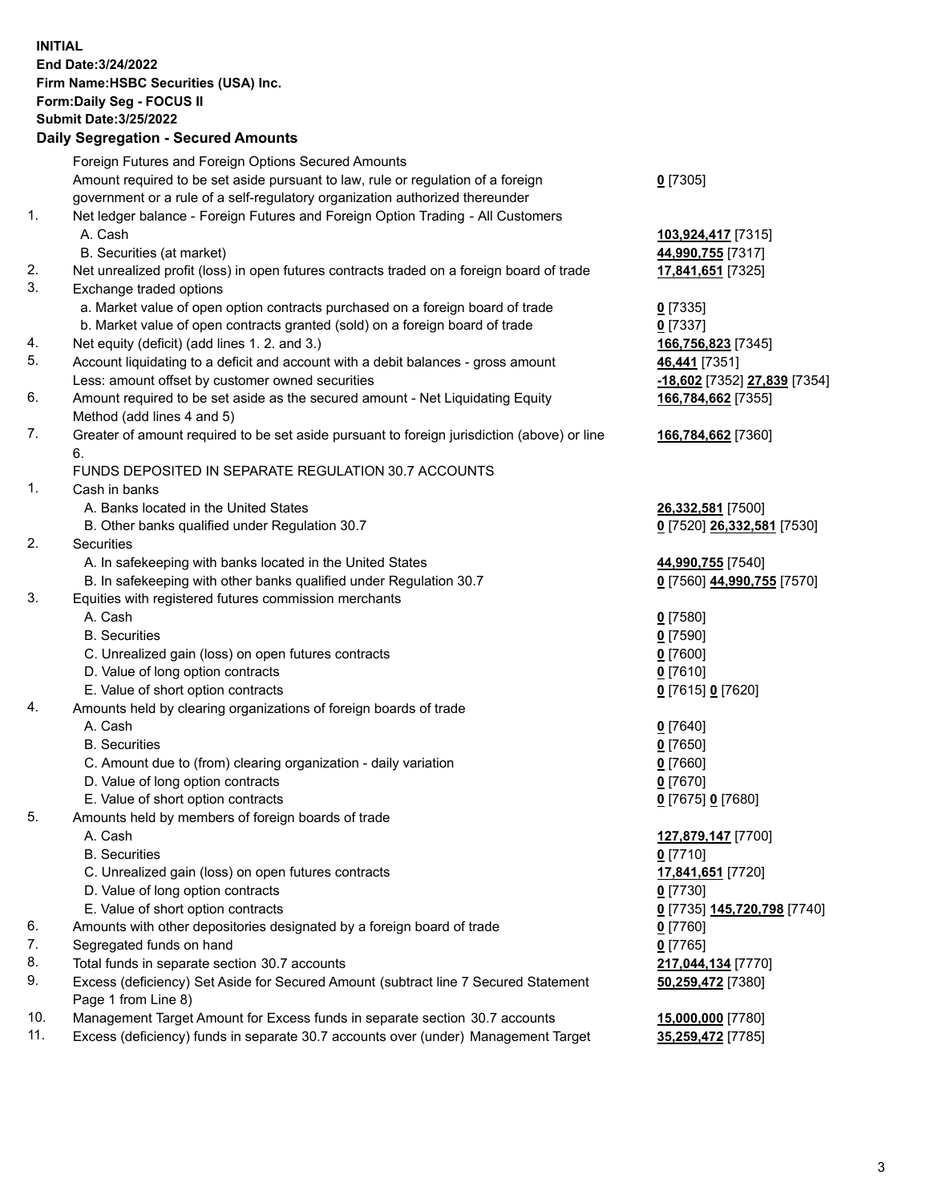**INITIAL**
**End Date:3/24/2022**
**Firm Name:HSBC Securities (USA) Inc.**
**Form:Daily Seg - FOCUS II**
**Submit Date:3/25/2022**

## Daily Segregation - Secured Amounts

| | | |
|---|---|---|
| | Foreign Futures and Foreign Options Secured Amounts | |
| | Amount required to be set aside pursuant to law, rule or regulation of a foreign government or a rule of a self-regulatory organization authorized thereunder | **0** [7305] |
| 1. | Net ledger balance - Foreign Futures and Foreign Option Trading - All Customers | |
| | A. Cash | **103,924,417** [7315] |
| | B. Securities (at market) | **44,990,755** [7317] |
| 2. | Net unrealized profit (loss) in open futures contracts traded on a foreign board of trade | **17,841,651** [7325] |
| 3. | Exchange traded options | |
| | a. Market value of open option contracts purchased on a foreign board of trade | **0** [7335] |
| | b. Market value of open contracts granted (sold) on a foreign board of trade | **0** [7337] |
| 4. | Net equity (deficit) (add lines 1. 2. and 3.) | **166,756,823** [7345] |
| 5. | Account liquidating to a deficit and account with a debit balances - gross amount | **46,441** [7351] |
| | Less: amount offset by customer owned securities | **-18,602** [7352] **27,839** [7354] |
| 6. | Amount required to be set aside as the secured amount - Net Liquidating Equity Method (add lines 4 and 5) | **166,784,662** [7355] |
| 7. | Greater of amount required to be set aside pursuant to foreign jurisdiction (above) or line 6. | **166,784,662** [7360] |
| | FUNDS DEPOSITED IN SEPARATE REGULATION 30.7 ACCOUNTS | |
| 1. | Cash in banks | |
| | A. Banks located in the United States | **26,332,581** [7500] |
| | B. Other banks qualified under Regulation 30.7 | **0** [7520] **26,332,581** [7530] |
| 2. | Securities | |
| | A. In safekeeping with banks located in the United States | **44,990,755** [7540] |
| | B. In safekeeping with other banks qualified under Regulation 30.7 | **0** [7560] **44,990,755** [7570] |
| 3. | Equities with registered futures commission merchants | |
| | A. Cash | **0** [7580] |
| | B. Securities | **0** [7590] |
| | C. Unrealized gain (loss) on open futures contracts | **0** [7600] |
| | D. Value of long option contracts | **0** [7610] |
| | E. Value of short option contracts | **0** [7615] **0** [7620] |
| 4. | Amounts held by clearing organizations of foreign boards of trade | |
| | A. Cash | **0** [7640] |
| | B. Securities | **0** [7650] |
| | C. Amount due to (from) clearing organization - daily variation | **0** [7660] |
| | D. Value of long option contracts | **0** [7670] |
| | E. Value of short option contracts | **0** [7675] **0** [7680] |
| 5. | Amounts held by members of foreign boards of trade | |
| | A. Cash | **127,879,147** [7700] |
| | B. Securities | **0** [7710] |
| | C. Unrealized gain (loss) on open futures contracts | **17,841,651** [7720] |
| | D. Value of long option contracts | **0** [7730] |
| | E. Value of short option contracts | **0** [7735] **145,720,798** [7740] |
| 6. | Amounts with other depositories designated by a foreign board of trade | **0** [7760] |
| 7. | Segregated funds on hand | **0** [7765] |
| 8. | Total funds in separate section 30.7 accounts | **217,044,134** [7770] |
| 9. | Excess (deficiency) Set Aside for Secured Amount (subtract line 7 Secured Statement Page 1 from Line 8) | **50,259,472** [7380] |
| 10. | Management Target Amount for Excess funds in separate section 30.7 accounts | **15,000,000** [7780] |
| 11. | Excess (deficiency) funds in separate 30.7 accounts over (under) Management Target | **35,259,472** [7785] |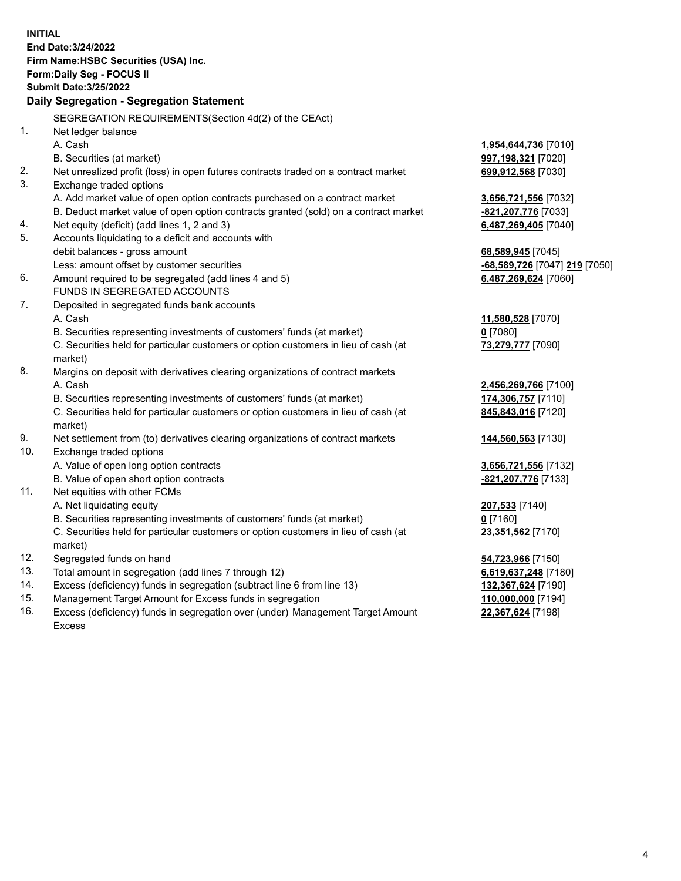**INITIAL**
**End Date:3/24/2022**
**Firm Name:HSBC Securities (USA) Inc.**
**Form:Daily Seg - FOCUS II**
**Submit Date:3/25/2022**

## Daily Segregation - Segregation Statement

SEGREGATION REQUIREMENTS(Section 4d(2) of the CEAct)

| | | |
|---|---|---|
| 1. | Net ledger balance | |
| | A. Cash | **1,954,644,736** [7010] |
| | B. Securities (at market) | **997,198,321** [7020] |
| 2. | Net unrealized profit (loss) in open futures contracts traded on a contract market | **699,912,568** [7030] |
| 3. | Exchange traded options | |
| | A. Add market value of open option contracts purchased on a contract market | **3,656,721,556** [7032] |
| | B. Deduct market value of open option contracts granted (sold) on a contract market | **-821,207,776** [7033] |
| 4. | Net equity (deficit) (add lines 1, 2 and 3) | **6,487,269,405** [7040] |
| 5. | Accounts liquidating to a deficit and accounts with debit balances - gross amount | **68,589,945** [7045] |
| | Less: amount offset by customer securities | **-68,589,726** [7047] **219** [7050] |
| 6. | Amount required to be segregated (add lines 4 and 5) | **6,487,269,624** [7060] |
| | FUNDS IN SEGREGATED ACCOUNTS | |
| 7. | Deposited in segregated funds bank accounts | |
| | A. Cash | **11,580,528** [7070] |
| | B. Securities representing investments of customers' funds (at market) | **0** [7080] |
| | C. Securities held for particular customers or option customers in lieu of cash (at market) | **73,279,777** [7090] |
| 8. | Margins on deposit with derivatives clearing organizations of contract markets | |
| | A. Cash | **2,456,269,766** [7100] |
| | B. Securities representing investments of customers' funds (at market) | **174,306,757** [7110] |
| | C. Securities held for particular customers or option customers in lieu of cash (at market) | **845,843,016** [7120] |
| 9. | Net settlement from (to) derivatives clearing organizations of contract markets | **144,560,563** [7130] |
| 10. | Exchange traded options | |
| | A. Value of open long option contracts | **3,656,721,556** [7132] |
| | B. Value of open short option contracts | **-821,207,776** [7133] |
| 11. | Net equities with other FCMs | |
| | A. Net liquidating equity | **207,533** [7140] |
| | B. Securities representing investments of customers' funds (at market) | **0** [7160] |
| | C. Securities held for particular customers or option customers in lieu of cash (at market) | **23,351,562** [7170] |
| 12. | Segregated funds on hand | **54,723,966** [7150] |
| 13. | Total amount in segregation (add lines 7 through 12) | **6,619,637,248** [7180] |
| 14. | Excess (deficiency) funds in segregation (subtract line 6 from line 13) | **132,367,624** [7190] |
| 15. | Management Target Amount for Excess funds in segregation | **110,000,000** [7194] |
| 16. | Excess (deficiency) funds in segregation over (under) Management Target Amount Excess | **22,367,624** [7198] |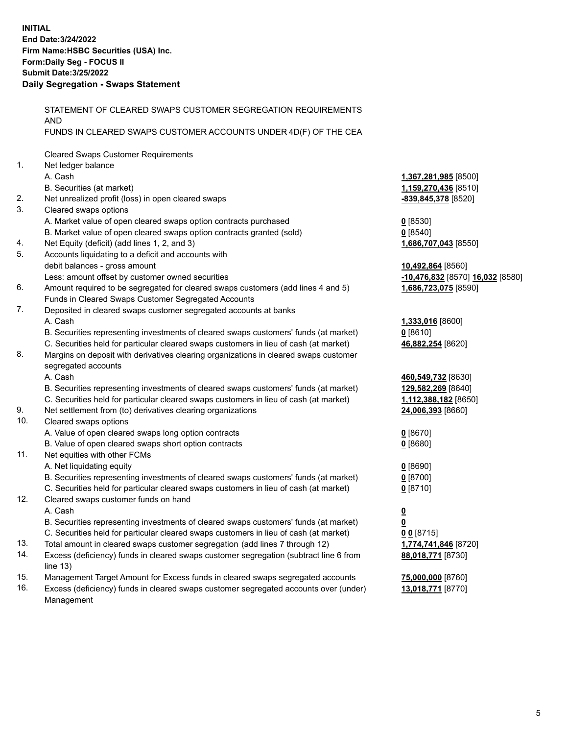**INITIAL**
**End Date:3/24/2022**
**Firm Name:HSBC Securities (USA) Inc.**
**Form:Daily Seg - FOCUS II**
**Submit Date:3/25/2022**
**Daily Segregation - Swaps Statement**

STATEMENT OF CLEARED SWAPS CUSTOMER SEGREGATION REQUIREMENTS AND
FUNDS IN CLEARED SWAPS CUSTOMER ACCOUNTS UNDER 4D(F) OF THE CEA

| | | |
|---|---|---|
| | Cleared Swaps Customer Requirements | |
| 1. | Net ledger balance | |
| | A. Cash | **1,367,281,985** [8500] |
| | B. Securities (at market) | **1,159,270,436** [8510] |
| 2. | Net unrealized profit (loss) in open cleared swaps | **-839,845,378** [8520] |
| 3. | Cleared swaps options | |
| | A. Market value of open cleared swaps option contracts purchased | **0** [8530] |
| | B. Market value of open cleared swaps option contracts granted (sold) | **0** [8540] |
| 4. | Net Equity (deficit) (add lines 1, 2, and 3) | **1,686,707,043** [8550] |
| 5. | Accounts liquidating to a deficit and accounts with debit balances - gross amount | **10,492,864** [8560] |
| | Less: amount offset by customer owned securities | **-10,476,832** [8570] **16,032** [8580] |
| 6. | Amount required to be segregated for cleared swaps customers (add lines 4 and 5) | **1,686,723,075** [8590] |
| | Funds in Cleared Swaps Customer Segregated Accounts | |
| 7. | Deposited in cleared swaps customer segregated accounts at banks | |
| | A. Cash | **1,333,016** [8600] |
| | B. Securities representing investments of cleared swaps customers' funds (at market) | **0** [8610] |
| | C. Securities held for particular cleared swaps customers in lieu of cash (at market) | **46,882,254** [8620] |
| 8. | Margins on deposit with derivatives clearing organizations in cleared swaps customer segregated accounts | |
| | A. Cash | **460,549,732** [8630] |
| | B. Securities representing investments of cleared swaps customers' funds (at market) | **129,582,269** [8640] |
| | C. Securities held for particular cleared swaps customers in lieu of cash (at market) | **1,112,388,182** [8650] |
| 9. | Net settlement from (to) derivatives clearing organizations | **24,006,393** [8660] |
| 10. | Cleared swaps options | |
| | A. Value of open cleared swaps long option contracts | **0** [8670] |
| | B. Value of open cleared swaps short option contracts | **0** [8680] |
| 11. | Net equities with other FCMs | |
| | A. Net liquidating equity | **0** [8690] |
| | B. Securities representing investments of cleared swaps customers' funds (at market) | **0** [8700] |
| | C. Securities held for particular cleared swaps customers in lieu of cash (at market) | **0** [8710] |
| 12. | Cleared swaps customer funds on hand | |
| | A. Cash | **0** |
| | B. Securities representing investments of cleared swaps customers' funds (at market) | **0** |
| | C. Securities held for particular cleared swaps customers in lieu of cash (at market) | **0** **0** [8715] |
| 13. | Total amount in cleared swaps customer segregation (add lines 7 through 12) | **1,774,741,846** [8720] |
| 14. | Excess (deficiency) funds in cleared swaps customer segregation (subtract line 6 from line 13) | **88,018,771** [8730] |
| 15. | Management Target Amount for Excess funds in cleared swaps segregated accounts | **75,000,000** [8760] |
| 16. | Excess (deficiency) funds in cleared swaps customer segregated accounts over (under) Management | **13,018,771** [8770] |